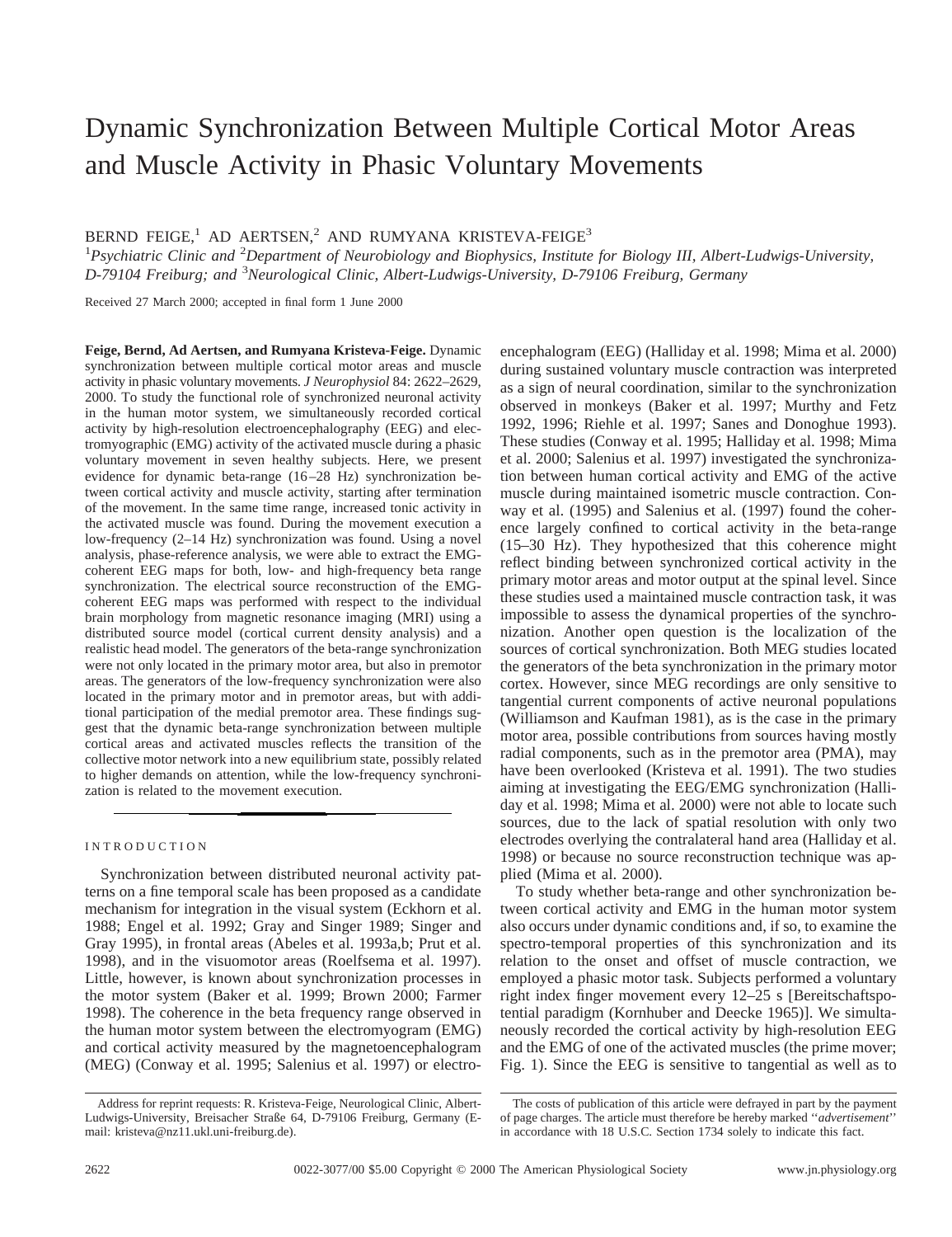# Dynamic Synchronization Between Multiple Cortical Motor Areas and Muscle Activity in Phasic Voluntary Movements

BERND FEIGE,[1] AD AERTSEN,[2] AND RUMYANA KRISTEVA-FEIGE[3]

[1]*Psychiatric Clinic and* [2]*Department of Neurobiology and Biophysics, Institute for Biology III, Albert-Ludwigs-University, D-79104 Freiburg; and* [3]*Neurological Clinic, Albert-Ludwigs-University, D-79106 Freiburg, Germany*

Received 27 March 2000; accepted in final form 1 June 2000

**Feige, Bernd, Ad Aertsen, and Rumyana Kristeva-Feige.** Dynamic synchronization between multiple cortical motor areas and muscle activity in phasic voluntary movements. *J Neurophysiol* 84: 2622–2629, 2000. To study the functional role of synchronized neuronal activity in the human motor system, we simultaneously recorded cortical activity by high-resolution electroencephalography (EEG) and electromyographic (EMG) activity of the activated muscle during a phasic voluntary movement in seven healthy subjects. Here, we present evidence for dynamic beta-range (16–28 Hz) synchronization between cortical activity and muscle activity, starting after termination of the movement. In the same time range, increased tonic activity in the activated muscle was found. During the movement execution a low-frequency (2–14 Hz) synchronization was found. Using a novel analysis, phase-reference analysis, we were able to extract the EMG-coherent EEG maps for both, low- and high-frequency beta range synchronization. The electrical source reconstruction of the EMG-coherent EEG maps was performed with respect to the individual brain morphology from magnetic resonance imaging (MRI) using a distributed source model (cortical current density analysis) and a realistic head model. The generators of the beta-range synchronization were not only located in the primary motor area, but also in premotor areas. The generators of the low-frequency synchronization were also located in the primary motor and in premotor areas, but with additional participation of the medial premotor area. These findings suggest that the dynamic beta-range synchronization between multiple cortical areas and activated muscles reflects the transition of the collective motor network into a new equilibrium state, possibly related to higher demands on attention, while the low-frequency synchronization is related to the movement execution.

## INTRODUCTION

Synchronization between distributed neuronal activity patterns on a fine temporal scale has been proposed as a candidate mechanism for integration in the visual system (Eckhorn et al. 1988; Engel et al. 1992; Gray and Singer 1989; Singer and Gray 1995), in frontal areas (Abeles et al. 1993a,b; Prut et al. 1998), and in the visuomotor areas (Roelfsema et al. 1997). Little, however, is known about synchronization processes in the motor system (Baker et al. 1999; Brown 2000; Farmer 1998). The coherence in the beta frequency range observed in the human motor system between the electromyogram (EMG) and cortical activity measured by the magnetoencephalogram (MEG) (Conway et al. 1995; Salenius et al. 1997) or electroencephalogram (EEG) (Halliday et al. 1998; Mima et al. 2000) during sustained voluntary muscle contraction was interpreted as a sign of neural coordination, similar to the synchronization observed in monkeys (Baker et al. 1997; Murthy and Fetz 1992, 1996; Riehle et al. 1997; Sanes and Donoghue 1993). These studies (Conway et al. 1995; Halliday et al. 1998; Mima et al. 2000; Salenius et al. 1997) investigated the synchronization between human cortical activity and EMG of the active muscle during maintained isometric muscle contraction. Conway et al. (1995) and Salenius et al. (1997) found the coherence largely confined to cortical activity in the beta-range (15–30 Hz). They hypothesized that this coherence might reflect binding between synchronized cortical activity in the primary motor areas and motor output at the spinal level. Since these studies used a maintained muscle contraction task, it was impossible to assess the dynamical properties of the synchronization. Another open question is the localization of the sources of cortical synchronization. Both MEG studies located the generators of the beta synchronization in the primary motor cortex. However, since MEG recordings are only sensitive to tangential current components of active neuronal populations (Williamson and Kaufman 1981), as is the case in the primary motor area, possible contributions from sources having mostly radial components, such as in the premotor area (PMA), may have been overlooked (Kristeva et al. 1991). The two studies aiming at investigating the EEG/EMG synchronization (Halliday et al. 1998; Mima et al. 2000) were not able to locate such sources, due to the lack of spatial resolution with only two electrodes overlying the contralateral hand area (Halliday et al. 1998) or because no source reconstruction technique was applied (Mima et al. 2000).

To study whether beta-range and other synchronization between cortical activity and EMG in the human motor system also occurs under dynamic conditions and, if so, to examine the spectro-temporal properties of this synchronization and its relation to the onset and offset of muscle contraction, we employed a phasic motor task. Subjects performed a voluntary right index finger movement every 12–25 s [Bereitschaftspotential paradigm (Kornhuber and Deecke 1965)]. We simultaneously recorded the cortical activity by high-resolution EEG and the EMG of one of the activated muscles (the prime mover; Fig. 1). Since the EEG is sensitive to tangential as well as to

---

Address for reprint requests: R. Kristeva-Feige, Neurological Clinic, Albert-Ludwigs-University, Breisacher Straße 64, D-79106 Freiburg, Germany (E-mail: kristeva@nz11.ukl.uni-freiburg.de).

The costs of publication of this article were defrayed in part by the payment of page charges. The article must therefore be hereby marked "*advertisement*" in accordance with 18 U.S.C. Section 1734 solely to indicate this fact.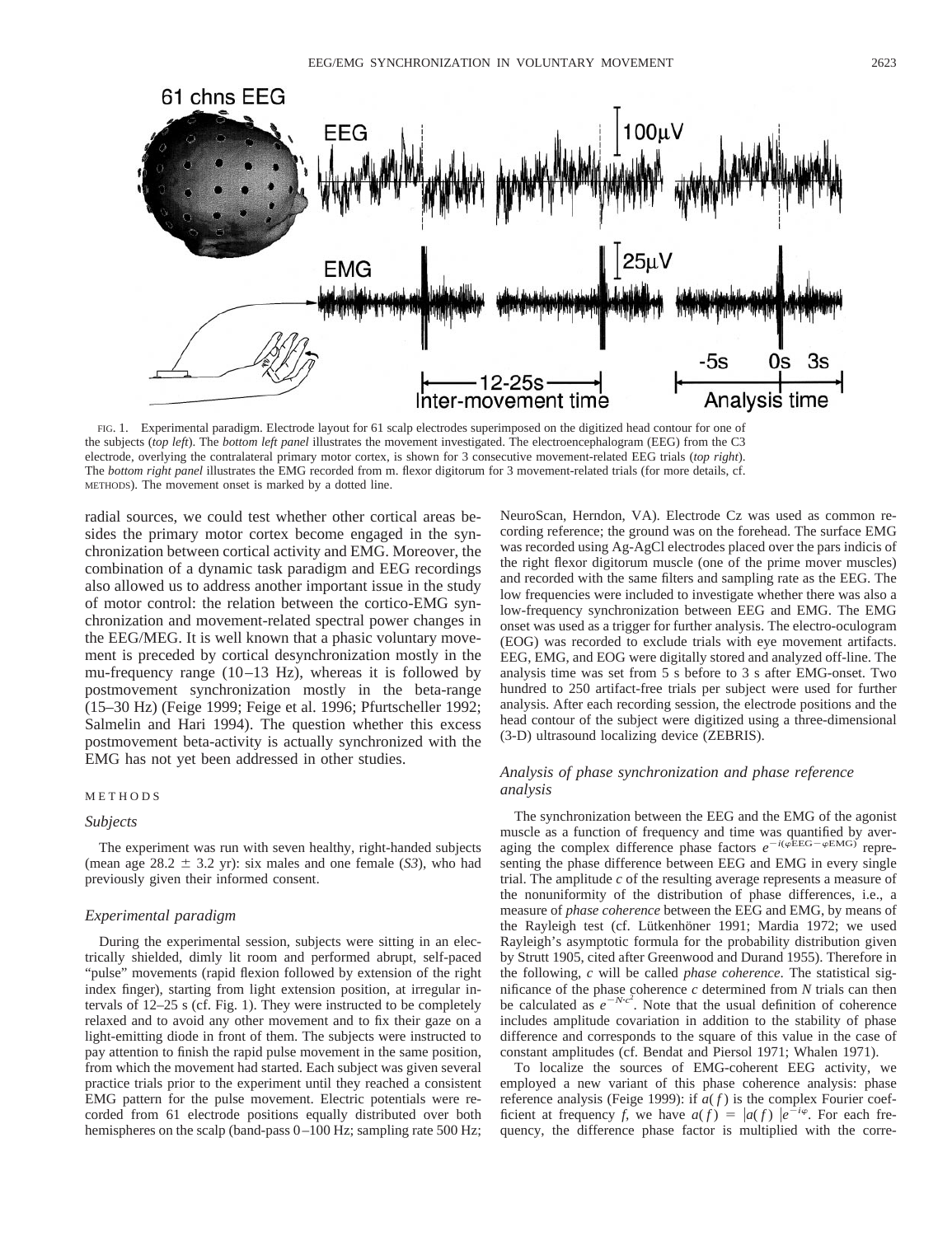FIG. 1. Experimental paradigm. Electrode layout for 61 scalp electrodes superimposed on the digitized head contour for one of the subjects (*top left*). The *bottom left panel* illustrates the movement investigated. The electroencephalogram (EEG) from the C3 electrode, overlying the contralateral primary motor cortex, is shown for 3 consecutive movement-related EEG trials (*top right*). The *bottom right panel* illustrates the EMG recorded from m. flexor digitorum for 3 movement-related trials (for more details, cf. METHODS). The movement onset is marked by a dotted line.

radial sources, we could test whether other cortical areas besides the primary motor cortex become engaged in the synchronization between cortical activity and EMG. Moreover, the combination of a dynamic task paradigm and EEG recordings also allowed us to address another important issue in the study of motor control: the relation between the cortico-EMG synchronization and movement-related spectral power changes in the EEG/MEG. It is well known that a phasic voluntary movement is preceded by cortical desynchronization mostly in the mu-frequency range (10–13 Hz), whereas it is followed by postmovement synchronization mostly in the beta-range (15–30 Hz) (Feige 1999; Feige et al. 1996; Pfurtscheller 1992; Salmelin and Hari 1994). The question whether this excess postmovement beta-activity is actually synchronized with the EMG has not yet been addressed in other studies.

## METHODS

### *Subjects*

The experiment was run with seven healthy, right-handed subjects (mean age 28.2 ± 3.2 yr): six males and one female (*S3*), who had previously given their informed consent.

### *Experimental paradigm*

During the experimental session, subjects were sitting in an electrically shielded, dimly lit room and performed abrupt, self-paced "pulse" movements (rapid flexion followed by extension of the right index finger), starting from light extension position, at irregular intervals of 12–25 s (cf. Fig. 1). They were instructed to be completely relaxed and to avoid any other movement and to fix their gaze on a light-emitting diode in front of them. The subjects were instructed to pay attention to finish the rapid pulse movement in the same position, from which the movement had started. Each subject was given several practice trials prior to the experiment until they reached a consistent EMG pattern for the pulse movement. Electric potentials were recorded from 61 electrode positions equally distributed over both hemispheres on the scalp (band-pass 0–100 Hz; sampling rate 500 Hz; NeuroScan, Herndon, VA). Electrode Cz was used as common recording reference; the ground was on the forehead. The surface EMG was recorded using Ag-AgCl electrodes placed over the pars indicis of the right flexor digitorum muscle (one of the prime mover muscles) and recorded with the same filters and sampling rate as the EEG. The low frequencies were included to investigate whether there was also a low-frequency synchronization between EEG and EMG. The EMG onset was used as a trigger for further analysis. The electro-oculogram (EOG) was recorded to exclude trials with eye movement artifacts. EEG, EMG, and EOG were digitally stored and analyzed off-line. The analysis time was set from 5 s before to 3 s after EMG-onset. Two hundred to 250 artifact-free trials per subject were used for further analysis. After each recording session, the electrode positions and the head contour of the subject were digitized using a three-dimensional (3-D) ultrasound localizing device (ZEBRIS).

### *Analysis of phase synchronization and phase reference analysis*

The synchronization between the EEG and the EMG of the agonist muscle as a function of frequency and time was quantified by averaging the complex difference phase factors $e^{-i(\varphi\text{EEG}-\varphi\text{EMG})}$ representing the phase difference between EEG and EMG in every single trial. The amplitude *c* of the resulting average represents a measure of the nonuniformity of the distribution of phase differences, i.e., a measure of *phase coherence* between the EEG and EMG, by means of the Rayleigh test (cf. Lütkenhöner 1991; Mardia 1972; we used Rayleigh's asymptotic formula for the probability distribution given by Strutt 1905, cited after Greenwood and Durand 1955). Therefore in the following, *c* will be called *phase coherence*. The statistical significance of the phase coherence *c* determined from *N* trials can then be calculated as $e^{-N \cdot c^2}$. Note that the usual definition of coherence includes amplitude covariation in addition to the stability of phase difference and corresponds to the square of this value in the case of constant amplitudes (cf. Bendat and Piersol 1971; Whalen 1971).

To localize the sources of EMG-coherent EEG activity, we employed a new variant of this phase coherence analysis: phase reference analysis (Feige 1999): if $a(f)$ is the complex Fourier coefficient at frequency *f*, we have $a(f) = |a(f)|\, e^{-i\varphi}$. For each frequency, the difference phase factor is multiplied with the corre-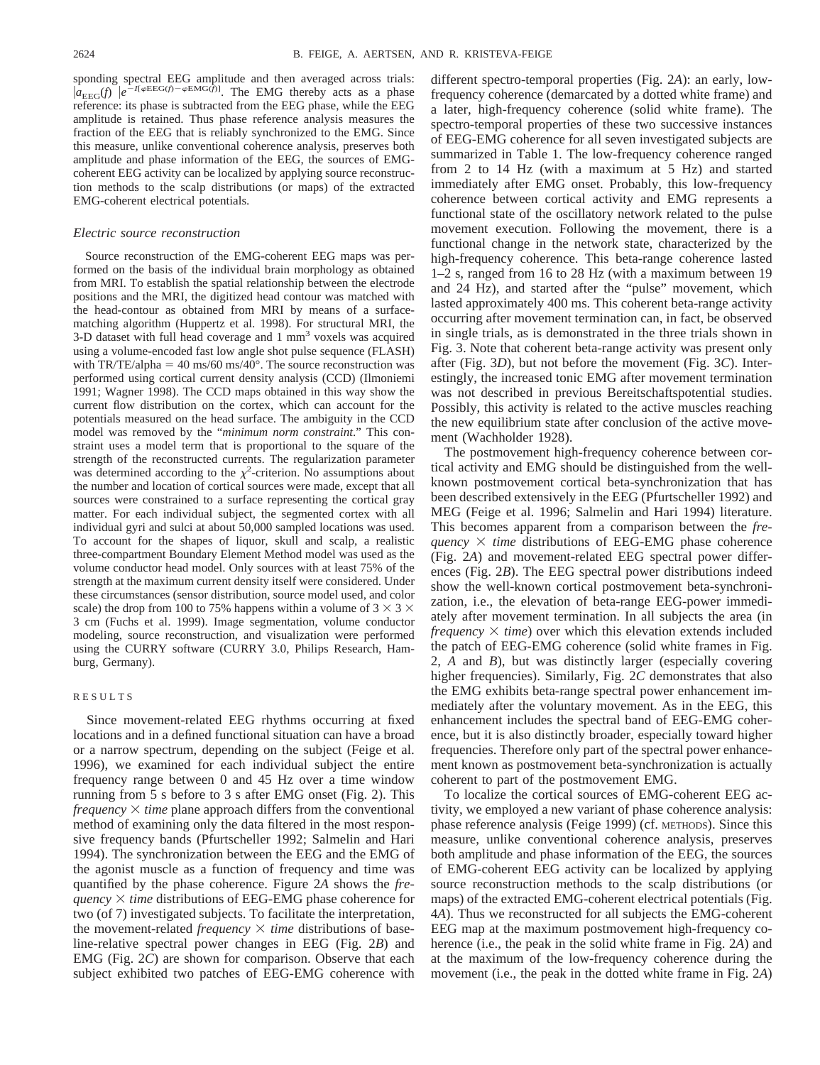sponding spectral EEG amplitude and then averaged across trials: $|a_{EEG}(f)|\, e^{-I[\varphi EEG(f)-\varphi EMG(f)]}$. The EMG thereby acts as a phase reference: its phase is subtracted from the EEG phase, while the EEG amplitude is retained. Thus phase reference analysis measures the fraction of the EEG that is reliably synchronized to the EMG. Since this measure, unlike conventional coherence analysis, preserves both amplitude and phase information of the EEG, the sources of EMG-coherent EEG activity can be localized by applying source reconstruction methods to the scalp distributions (or maps) of the extracted EMG-coherent electrical potentials.

### *Electric source reconstruction*

Source reconstruction of the EMG-coherent EEG maps was performed on the basis of the individual brain morphology as obtained from MRI. To establish the spatial relationship between the electrode positions and the MRI, the digitized head contour was matched with the head-contour as obtained from MRI by means of a surface-matching algorithm (Huppertz et al. 1998). For structural MRI, the 3-D dataset with full head coverage and 1 mm$^3$ voxels was acquired using a volume-encoded fast low angle shot pulse sequence (FLASH) with TR/TE/alpha = 40 ms/60 ms/40°. The source reconstruction was performed using cortical current density analysis (CCD) (Ilmoniemi 1991; Wagner 1998). The CCD maps obtained in this way show the current flow distribution on the cortex, which can account for the potentials measured on the head surface. The ambiguity in the CCD model was removed by the "*minimum norm constraint*." This constraint uses a model term that is proportional to the square of the strength of the reconstructed currents. The regularization parameter was determined according to the $\chi^2$-criterion. No assumptions about the number and location of cortical sources were made, except that all sources were constrained to a surface representing the cortical gray matter. For each individual subject, the segmented cortex with all individual gyri and sulci at about 50,000 sampled locations was used. To account for the shapes of liquor, skull and scalp, a realistic three-compartment Boundary Element Method model was used as the volume conductor head model. Only sources with at least 75% of the strength at the maximum current density itself were considered. Under these circumstances (sensor distribution, source model used, and color scale) the drop from 100 to 75% happens within a volume of 3 × 3 × 3 cm (Fuchs et al. 1999). Image segmentation, volume conductor modeling, source reconstruction, and visualization were performed using the CURRY software (CURRY 3.0, Philips Research, Hamburg, Germany).

## RESULTS

Since movement-related EEG rhythms occurring at fixed locations and in a defined functional situation can have a broad or a narrow spectrum, depending on the subject (Feige et al. 1996), we examined for each individual subject the entire frequency range between 0 and 45 Hz over a time window running from 5 s before to 3 s after EMG onset (Fig. 2). This *frequency* × *time* plane approach differs from the conventional method of examining only the data filtered in the most responsive frequency bands (Pfurtscheller 1992; Salmelin and Hari 1994). The synchronization between the EEG and the EMG of the agonist muscle as a function of frequency and time was quantified by the phase coherence. Figure 2*A* shows the *frequency* × *time* distributions of EEG-EMG phase coherence for two (of 7) investigated subjects. To facilitate the interpretation, the movement-related *frequency* × *time* distributions of baseline-relative spectral power changes in EEG (Fig. 2*B*) and EMG (Fig. 2*C*) are shown for comparison. Observe that each subject exhibited two patches of EEG-EMG coherence with different spectro-temporal properties (Fig. 2*A*): an early, low-frequency coherence (demarcated by a dotted white frame) and a later, high-frequency coherence (solid white frame). The spectro-temporal properties of these two successive instances of EEG-EMG coherence for all seven investigated subjects are summarized in Table 1. The low-frequency coherence ranged from 2 to 14 Hz (with a maximum at 5 Hz) and started immediately after EMG onset. Probably, this low-frequency coherence between cortical activity and EMG represents a functional state of the oscillatory network related to the pulse movement execution. Following the movement, there is a functional change in the network state, characterized by the high-frequency coherence. This beta-range coherence lasted 1–2 s, ranged from 16 to 28 Hz (with a maximum between 19 and 24 Hz), and started after the "pulse" movement, which lasted approximately 400 ms. This coherent beta-range activity occurring after movement termination can, in fact, be observed in single trials, as is demonstrated in the three trials shown in Fig. 3. Note that coherent beta-range activity was present only after (Fig. 3*D*), but not before the movement (Fig. 3*C*). Interestingly, the increased tonic EMG after movement termination was not described in previous Bereitschaftspotential studies. Possibly, this activity is related to the active muscles reaching the new equilibrium state after conclusion of the active movement (Wachholder 1928).

The postmovement high-frequency coherence between cortical activity and EMG should be distinguished from the well-known postmovement cortical beta-synchronization that has been described extensively in the EEG (Pfurtscheller 1992) and MEG (Feige et al. 1996; Salmelin and Hari 1994) literature. This becomes apparent from a comparison between the *frequency* × *time* distributions of EEG-EMG phase coherence (Fig. 2*A*) and movement-related EEG spectral power differences (Fig. 2*B*). The EEG spectral power distributions indeed show the well-known cortical postmovement beta-synchronization, i.e., the elevation of beta-range EEG-power immediately after movement termination. In all subjects the area (in *frequency* × *time*) over which this elevation extends included the patch of EEG-EMG coherence (solid white frames in Fig. 2, *A* and *B*), but was distinctly larger (especially covering higher frequencies). Similarly, Fig. 2*C* demonstrates that also the EMG exhibits beta-range spectral power enhancement immediately after the voluntary movement. As in the EEG, this enhancement includes the spectral band of EEG-EMG coherence, but it is also distinctly broader, especially toward higher frequencies. Therefore only part of the spectral power enhancement known as postmovement beta-synchronization is actually coherent to part of the postmovement EMG.

To localize the cortical sources of EMG-coherent EEG activity, we employed a new variant of phase coherence analysis: phase reference analysis (Feige 1999) (cf. METHODS). Since this measure, unlike conventional coherence analysis, preserves both amplitude and phase information of the EEG, the sources of EMG-coherent EEG activity can be localized by applying source reconstruction methods to the scalp distributions (or maps) of the extracted EMG-coherent electrical potentials (Fig. 4*A*). Thus we reconstructed for all subjects the EMG-coherent EEG map at the maximum postmovement high-frequency coherence (i.e., the peak in the solid white frame in Fig. 2*A*) and at the maximum of the low-frequency coherence during the movement (i.e., the peak in the dotted white frame in Fig. 2*A*)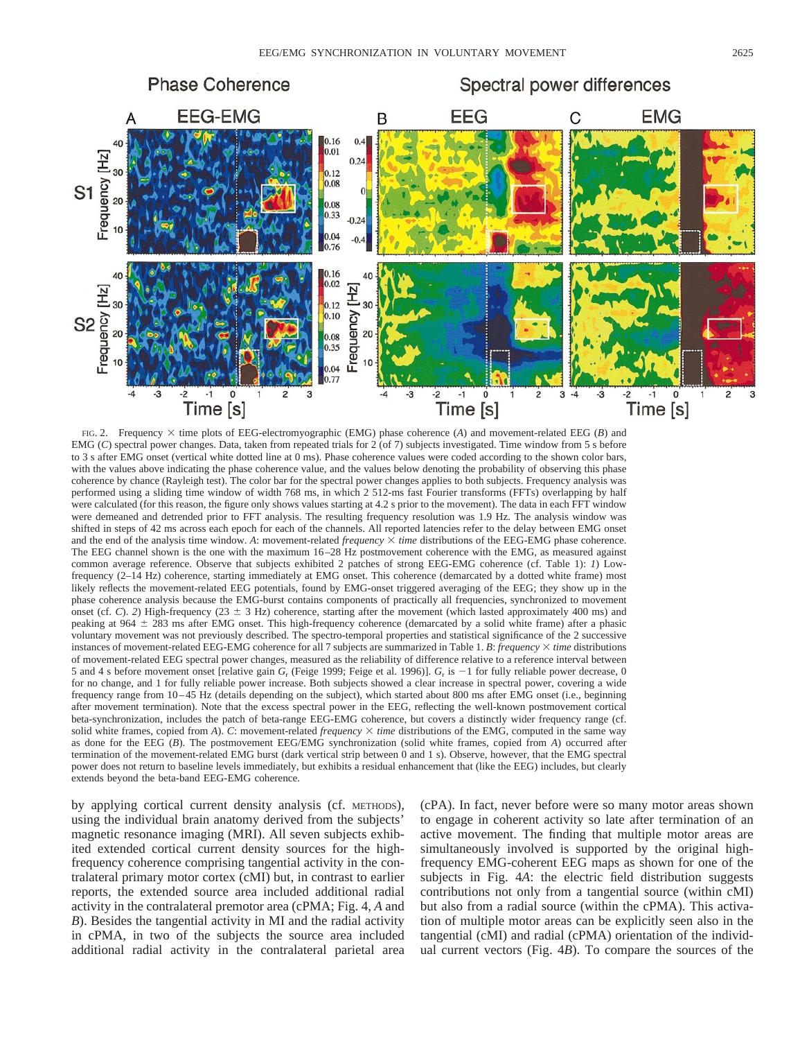FIG. 2. Frequency × time plots of EEG-electromyographic (EMG) phase coherence (*A*) and movement-related EEG (*B*) and EMG (*C*) spectral power changes. Data, taken from repeated trials for 2 (of 7) subjects investigated. Time window from 5 s before to 3 s after EMG onset (vertical white dotted line at 0 ms). Phase coherence values were coded according to the shown color bars, with the values above indicating the phase coherence value, and the values below denoting the probability of observing this phase coherence by chance (Rayleigh test). The color bar for the spectral power changes applies to both subjects. Frequency analysis was performed using a sliding time window of width 768 ms, in which 2 512-ms fast Fourier transforms (FFTs) overlapping by half were calculated (for this reason, the figure only shows values starting at 4.2 s prior to the movement). The data in each FFT window were demeaned and detrended prior to FFT analysis. The resulting frequency resolution was 1.9 Hz. The analysis window was shifted in steps of 42 ms across each epoch for each of the channels. All reported latencies refer to the delay between EMG onset and the end of the analysis time window. *A*: movement-related *frequency* × *time* distributions of the EEG-EMG phase coherence. The EEG channel shown is the one with the maximum 16–28 Hz postmovement coherence with the EMG, as measured against common average reference. Observe that subjects exhibited 2 patches of strong EEG-EMG coherence (cf. Table 1): *1*) Low-frequency (2–14 Hz) coherence, starting immediately at EMG onset. This coherence (demarcated by a dotted white frame) most likely reflects the movement-related EEG potentials, found by EMG-onset triggered averaging of the EEG; they show up in the phase coherence analysis because the EMG-burst contains components of practically all frequencies, synchronized to movement onset (cf. *C*). *2*) High-frequency (23 ± 3 Hz) coherence, starting after the movement (which lasted approximately 400 ms) and peaking at 964 ± 283 ms after EMG onset. This high-frequency coherence (demarcated by a solid white frame) after a phasic voluntary movement was not previously described. The spectro-temporal properties and statistical significance of the 2 successive instances of movement-related EEG-EMG coherence for all 7 subjects are summarized in Table 1. *B*: *frequency* × *time* distributions of movement-related EEG spectral power changes, measured as the reliability of difference relative to a reference interval between 5 and 4 s before movement onset [relative gain $G_r$ (Feige 1999; Feige et al. 1996)]. $G_r$ is −1 for fully reliable power decrease, 0 for no change, and 1 for fully reliable power increase. Both subjects showed a clear increase in spectral power, covering a wide frequency range from 10–45 Hz (details depending on the subject), which started about 800 ms after EMG onset (i.e., beginning after movement termination). Note that the excess spectral power in the EEG, reflecting the well-known postmovement cortical beta-synchronization, includes the patch of beta-range EEG-EMG coherence, but covers a distinctly wider frequency range (cf. solid white frames, copied from *A*). *C*: movement-related *frequency* × *time* distributions of the EMG, computed in the same way as done for the EEG (*B*). The postmovement EEG/EMG synchronization (solid white frames, copied from *A*) occurred after termination of the movement-related EMG burst (dark vertical strip between 0 and 1 s). Observe, however, that the EMG spectral power does not return to baseline levels immediately, but exhibits a residual enhancement that (like the EEG) includes, but clearly extends beyond the beta-band EEG-EMG coherence.

by applying cortical current density analysis (cf. METHODS), using the individual brain anatomy derived from the subjects' magnetic resonance imaging (MRI). All seven subjects exhibited extended cortical current density sources for the high-frequency coherence comprising tangential activity in the contralateral primary motor cortex (cMI) but, in contrast to earlier reports, the extended source area included additional radial activity in the contralateral premotor area (cPMA; Fig. 4, *A* and *B*). Besides the tangential activity in MI and the radial activity in cPMA, in two of the subjects the source area included additional radial activity in the contralateral parietal area (cPA). In fact, never before were so many motor areas shown to engage in coherent activity so late after termination of an active movement. The finding that multiple motor areas are simultaneously involved is supported by the original high-frequency EMG-coherent EEG maps as shown for one of the subjects in Fig. 4*A*: the electric field distribution suggests contributions not only from a tangential source (within cMI) but also from a radial source (within the cPMA). This activation of multiple motor areas can be explicitly seen also in the tangential (cMI) and radial (cPMA) orientation of the individual current vectors (Fig. 4*B*). To compare the sources of the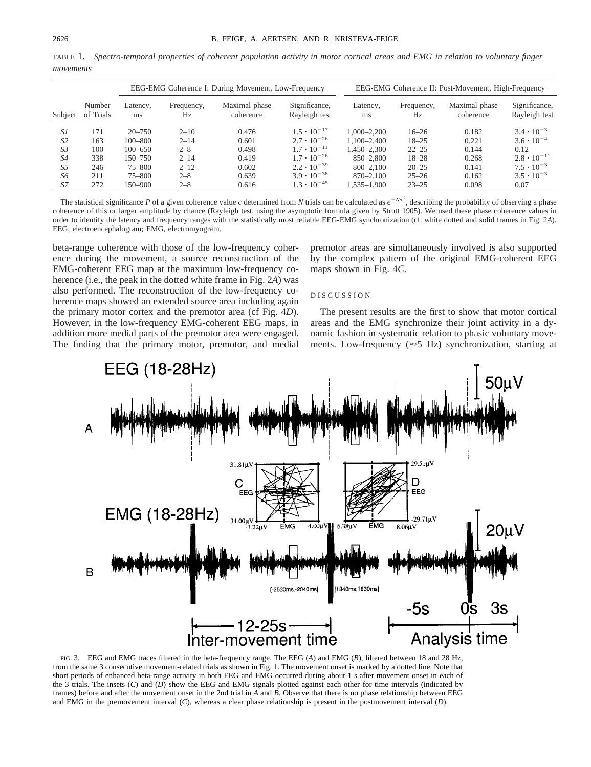TABLE 1. *Spectro-temporal properties of coherent population activity in motor cortical areas and EMG in relation to voluntary finger movements*

| | | EEG-EMG Coherence I: During Movement, Low-Frequency | | | | EEG-EMG Coherence II: Post-Movement, High-Frequency | | | |
|---|---|---|---|---|---|---|---|---|---|
| Subject | Number of Trials | Latency, ms | Frequency, Hz | Maximal phase coherence | Significance, Rayleigh test | Latency, ms | Frequency, Hz | Maximal phase coherence | Significance, Rayleigh test |
| *S1* | 171 | 20–750 | 2–10 | 0.476 | $1.5 \cdot 10^{-17}$ | 1,000–2,200 | 16–26 | 0.182 | $3.4 \cdot 10^{-3}$ |
| *S2* | 163 | 100–800 | 2–14 | 0.601 | $2.7 \cdot 10^{-26}$ | 1,100–2,400 | 18–25 | 0.221 | $3.6 \cdot 10^{-4}$ |
| *S3* | 100 | 100–650 | 2–8 | 0.498 | $1.7 \cdot 10^{-11}$ | 1,450–2,300 | 22–25 | 0.144 | 0.12 |
| *S4* | 338 | 150–750 | 2–14 | 0.419 | $1.7 \cdot 10^{-26}$ | 850–2,800 | 18–28 | 0.268 | $2.8 \cdot 10^{-11}$ |
| *S5* | 246 | 75–800 | 2–12 | 0.602 | $2.2 \cdot 10^{-39}$ | 800–2,100 | 20–25 | 0.141 | $7.5 \cdot 10^{-3}$ |
| *S6* | 211 | 75–800 | 2–8 | 0.639 | $3.9 \cdot 10^{-38}$ | 870–2,100 | 25–26 | 0.162 | $3.5 \cdot 10^{-3}$ |
| *S7* | 272 | 150–900 | 2–8 | 0.616 | $1.3 \cdot 10^{-45}$ | 1,535–1,900 | 23–25 | 0.098 | 0.07 |

The statistical significance *P* of a given coherence value *c* determined from *N* trials can be calculated as $e^{-N \cdot c^2}$, describing the probability of observing a phase coherence of this or larger amplitude by chance (Rayleigh test, using the asymptotic formula given by Strutt 1905). We used these phase coherence values in order to identify the latency and frequency ranges with the statistically most reliable EEG-EMG synchronization (cf. white dotted and solid frames in Fig. 2*A*). EEG, electroencephalogram; EMG, electromyogram.

beta-range coherence with those of the low-frequency coherence during the movement, a source reconstruction of the EMG-coherent EEG map at the maximum low-frequency coherence (i.e., the peak in the dotted white frame in Fig. 2*A*) was also performed. The reconstruction of the low-frequency coherence maps showed an extended source area including again the primary motor cortex and the premotor area (cf Fig. 4*D*). However, in the low-frequency EMG-coherent EEG maps, in addition more medial parts of the premotor area were engaged. The finding that the primary motor, premotor, and medial premotor areas are simultaneously involved is also supported by the complex pattern of the original EMG-coherent EEG maps shown in Fig. 4*C*.

## DISCUSSION

The present results are the first to show that motor cortical areas and the EMG synchronize their joint activity in a dynamic fashion in systematic relation to phasic voluntary movements. Low-frequency (≈5 Hz) synchronization, starting at

FIG. 3. EEG and EMG traces filtered in the beta-frequency range. The EEG (*A*) and EMG (*B*), filtered between 18 and 28 Hz, from the same 3 consecutive movement-related trials as shown in Fig. 1. The movement onset is marked by a dotted line. Note that short periods of enhanced beta-range activity in both EEG and EMG occurred during about 1 s after movement onset in each of the 3 trials. The insets (*C*) and (*D*) show the EEG and EMG signals plotted against each other for time intervals (indicated by frames) before and after the movement onset in the 2nd trial in *A* and *B*. Observe that there is no phase relationship between EEG and EMG in the premovement interval (*C*), whereas a clear phase relationship is present in the postmovement interval (*D*).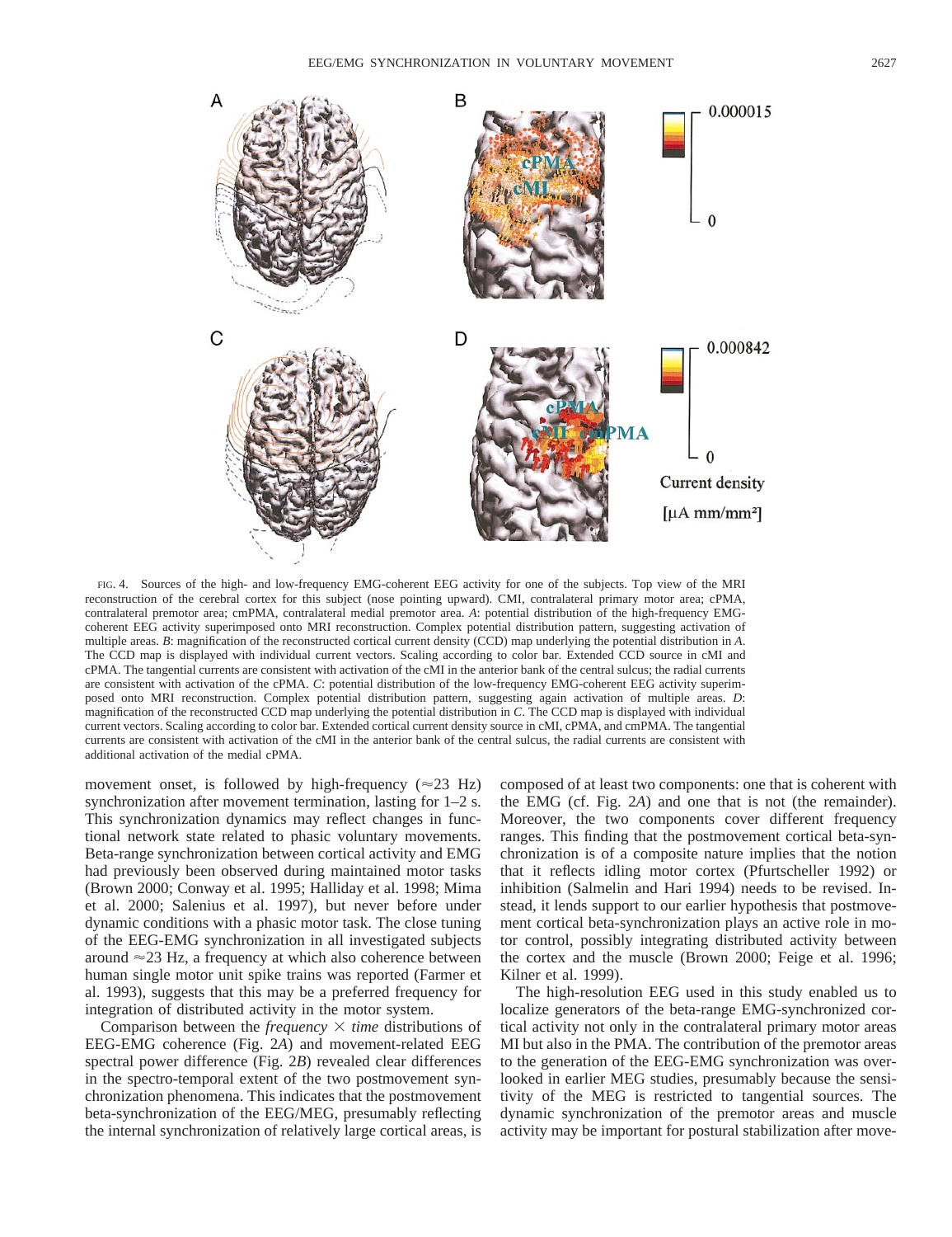FIG. 4. Sources of the high- and low-frequency EMG-coherent EEG activity for one of the subjects. Top view of the MRI reconstruction of the cerebral cortex for this subject (nose pointing upward). CMI, contralateral primary motor area; cPMA, contralateral premotor area; cmPMA, contralateral medial premotor area. *A*: potential distribution of the high-frequency EMG-coherent EEG activity superimposed onto MRI reconstruction. Complex potential distribution pattern, suggesting activation of multiple areas. *B*: magnification of the reconstructed cortical current density (CCD) map underlying the potential distribution in *A*. The CCD map is displayed with individual current vectors. Scaling according to color bar. Extended CCD source in cMI and cPMA. The tangential currents are consistent with activation of the cMI in the anterior bank of the central sulcus; the radial currents are consistent with activation of the cPMA. *C*: potential distribution of the low-frequency EMG-coherent EEG activity superimposed onto MRI reconstruction. Complex potential distribution pattern, suggesting again activation of multiple areas. *D*: magnification of the reconstructed CCD map underlying the potential distribution in *C*. The CCD map is displayed with individual current vectors. Scaling according to color bar. Extended cortical current density source in cMI, cPMA, and cmPMA. The tangential currents are consistent with activation of the cMI in the anterior bank of the central sulcus, the radial currents are consistent with additional activation of the medial cPMA.

movement onset, is followed by high-frequency ($\approx$23 Hz) synchronization after movement termination, lasting for 1–2 s. This synchronization dynamics may reflect changes in functional network state related to phasic voluntary movements. Beta-range synchronization between cortical activity and EMG had previously been observed during maintained motor tasks (Brown 2000; Conway et al. 1995; Halliday et al. 1998; Mima et al. 2000; Salenius et al. 1997), but never before under dynamic conditions with a phasic motor task. The close tuning of the EEG-EMG synchronization in all investigated subjects around $\approx$23 Hz, a frequency at which also coherence between human single motor unit spike trains was reported (Farmer et al. 1993), suggests that this may be a preferred frequency for integration of distributed activity in the motor system.

Comparison between the *frequency* $\times$ *time* distributions of EEG-EMG coherence (Fig. 2*A*) and movement-related EEG spectral power difference (Fig. 2*B*) revealed clear differences in the spectro-temporal extent of the two postmovement synchronization phenomena. This indicates that the postmovement beta-synchronization of the EEG/MEG, presumably reflecting the internal synchronization of relatively large cortical areas, is composed of at least two components: one that is coherent with the EMG (cf. Fig. 2*A*) and one that is not (the remainder). Moreover, the two components cover different frequency ranges. This finding that the postmovement cortical beta-synchronization is of a composite nature implies that the notion that it reflects idling motor cortex (Pfurtscheller 1992) or inhibition (Salmelin and Hari 1994) needs to be revised. Instead, it lends support to our earlier hypothesis that postmovement cortical beta-synchronization plays an active role in motor control, possibly integrating distributed activity between the cortex and the muscle (Brown 2000; Feige et al. 1996; Kilner et al. 1999).

The high-resolution EEG used in this study enabled us to localize generators of the beta-range EMG-synchronized cortical activity not only in the contralateral primary motor areas MI but also in the PMA. The contribution of the premotor areas to the generation of the EEG-EMG synchronization was overlooked in earlier MEG studies, presumably because the sensitivity of the MEG is restricted to tangential sources. The dynamic synchronization of the premotor areas and muscle activity may be important for postural stabilization after move-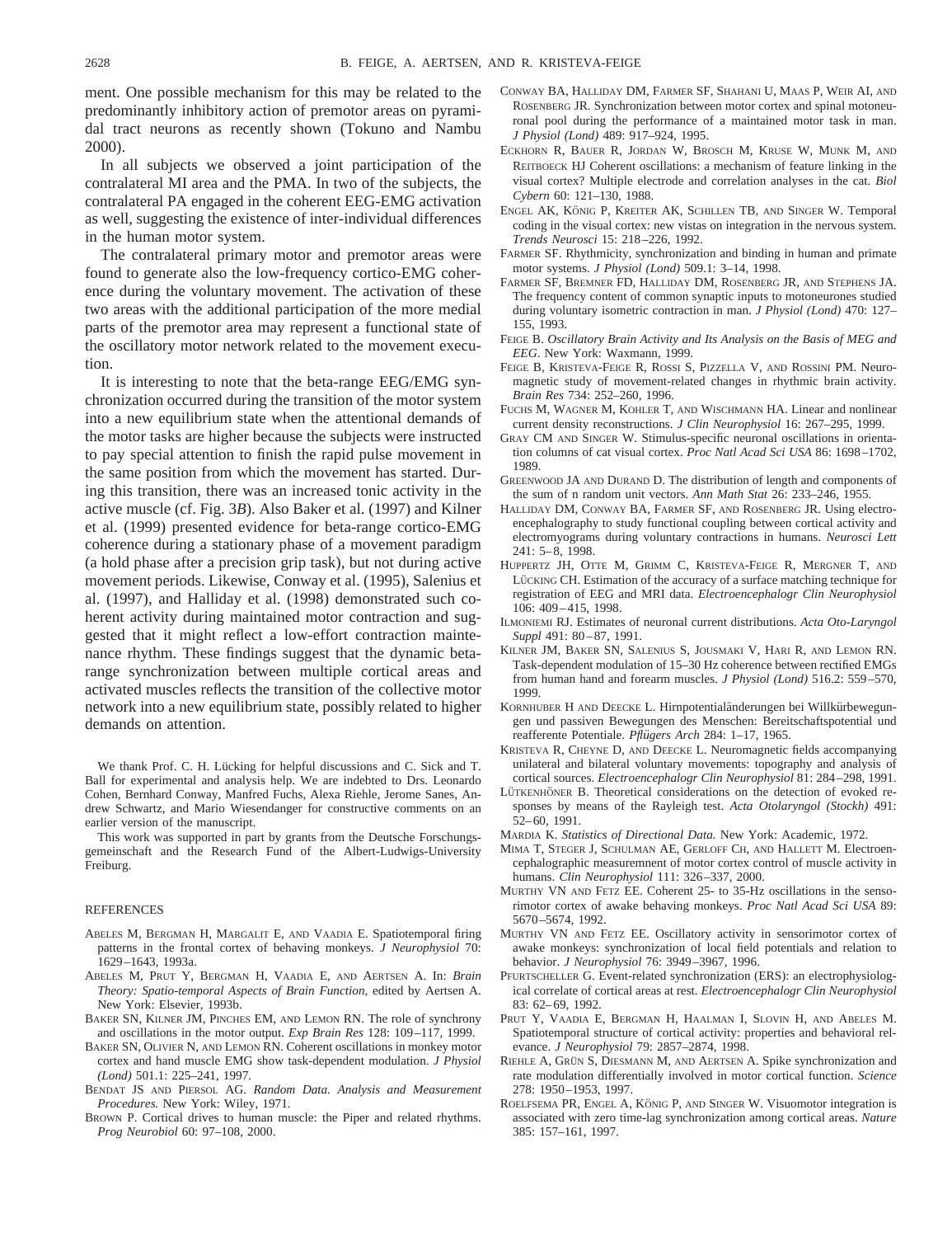ment. One possible mechanism for this may be related to the predominantly inhibitory action of premotor areas on pyramidal tract neurons as recently shown (Tokuno and Nambu 2000).

In all subjects we observed a joint participation of the contralateral MI area and the PMA. In two of the subjects, the contralateral PA engaged in the coherent EEG-EMG activation as well, suggesting the existence of inter-individual differences in the human motor system.

The contralateral primary motor and premotor areas were found to generate also the low-frequency cortico-EMG coherence during the voluntary movement. The activation of these two areas with the additional participation of the more medial parts of the premotor area may represent a functional state of the oscillatory motor network related to the movement execution.

It is interesting to note that the beta-range EEG/EMG synchronization occurred during the transition of the motor system into a new equilibrium state when the attentional demands of the motor tasks are higher because the subjects were instructed to pay special attention to finish the rapid pulse movement in the same position from which the movement has started. During this transition, there was an increased tonic activity in the active muscle (cf. Fig. 3*B*). Also Baker et al. (1997) and Kilner et al. (1999) presented evidence for beta-range cortico-EMG coherence during a stationary phase of a movement paradigm (a hold phase after a precision grip task), but not during active movement periods. Likewise, Conway et al. (1995), Salenius et al. (1997), and Halliday et al. (1998) demonstrated such coherent activity during maintained motor contraction and suggested that it might reflect a low-effort contraction maintenance rhythm. These findings suggest that the dynamic beta-range synchronization between multiple cortical areas and activated muscles reflects the transition of the collective motor network into a new equilibrium state, possibly related to higher demands on attention.

We thank Prof. C. H. Lücking for helpful discussions and C. Sick and T. Ball for experimental and analysis help. We are indebted to Drs. Leonardo Cohen, Bernhard Conway, Manfred Fuchs, Alexa Riehle, Jerome Sanes, Andrew Schwartz, and Mario Wiesendanger for constructive comments on an earlier version of the manuscript.

This work was supported in part by grants from the Deutsche Forschungsgemeinschaft and the Research Fund of the Albert-Ludwigs-University Freiburg.

## REFERENCES

Abeles M, Bergman H, Margalit E, and Vaadia E. Spatiotemporal firing patterns in the frontal cortex of behaving monkeys. *J Neurophysiol* 70: 1629–1643, 1993a.

Abeles M, Prut Y, Bergman H, Vaadia E, and Aertsen A. In: *Brain Theory: Spatio-temporal Aspects of Brain Function*, edited by Aertsen A. New York: Elsevier, 1993b.

Baker SN, Kilner JM, Pinches EM, and Lemon RN. The role of synchrony and oscillations in the motor output. *Exp Brain Res* 128: 109–117, 1999.

Baker SN, Olivier N, and Lemon RN. Coherent oscillations in monkey motor cortex and hand muscle EMG show task-dependent modulation. *J Physiol (Lond)* 501.1: 225–241, 1997.

Bendat JS and Piersol AG. *Random Data. Analysis and Measurement Procedures.* New York: Wiley, 1971.

Brown P. Cortical drives to human muscle: the Piper and related rhythms. *Prog Neurobiol* 60: 97–108, 2000.

Conway BA, Halliday DM, Farmer SF, Shahani U, Maas P, Weir AI, and Rosenberg JR. Synchronization between motor cortex and spinal motoneuronal pool during the performance of a maintained motor task in man. *J Physiol (Lond)* 489: 917–924, 1995.

Eckhorn R, Bauer R, Jordan W, Brosch M, Kruse W, Munk M, and Reitboeck HJ Coherent oscillations: a mechanism of feature linking in the visual cortex? Multiple electrode and correlation analyses in the cat. *Biol Cybern* 60: 121–130, 1988.

Engel AK, König P, Kreiter AK, Schillen TB, and Singer W. Temporal coding in the visual cortex: new vistas on integration in the nervous system. *Trends Neurosci* 15: 218–226, 1992.

Farmer SF. Rhythmicity, synchronization and binding in human and primate motor systems. *J Physiol (Lond)* 509.1: 3–14, 1998.

Farmer SF, Bremner FD, Halliday DM, Rosenberg JR, and Stephens JA. The frequency content of common synaptic inputs to motoneurones studied during voluntary isometric contraction in man. *J Physiol (Lond)* 470: 127–155, 1993.

Feige B. *Oscillatory Brain Activity and Its Analysis on the Basis of MEG and EEG*. New York: Waxmann, 1999.

Feige B, Kristeva-Feige R, Rossi S, Pizzella V, and Rossini PM. Neuromagnetic study of movement-related changes in rhythmic brain activity. *Brain Res* 734: 252–260, 1996.

Fuchs M, Wagner M, Kohler T, and Wischmann HA. Linear and nonlinear current density reconstructions. *J Clin Neurophysiol* 16: 267–295, 1999.

Gray CM and Singer W. Stimulus-specific neuronal oscillations in orientation columns of cat visual cortex. *Proc Natl Acad Sci USA* 86: 1698–1702, 1989.

Greenwood JA and Durand D. The distribution of length and components of the sum of n random unit vectors. *Ann Math Stat* 26: 233–246, 1955.

Halliday DM, Conway BA, Farmer SF, and Rosenberg JR. Using electroencephalography to study functional coupling between cortical activity and electromyograms during voluntary contractions in humans. *Neurosci Lett* 241: 5–8, 1998.

Huppertz JH, Otte M, Grimm C, Kristeva-Feige R, Mergner T, and Lücking CH. Estimation of the accuracy of a surface matching technique for registration of EEG and MRI data. *Electroencephalogr Clin Neurophysiol* 106: 409–415, 1998.

Ilmoniemi RJ. Estimates of neuronal current distributions. *Acta Oto-Laryngol Suppl* 491: 80–87, 1991.

Kilner JM, Baker SN, Salenius S, Jousmaki V, Hari R, and Lemon RN. Task-dependent modulation of 15–30 Hz coherence between rectified EMGs from human hand and forearm muscles. *J Physiol (Lond)* 516.2: 559–570, 1999.

Kornhuber H and Deecke L. Hirnpotentialänderungen bei Willkürbewegungen und passiven Bewegungen des Menschen: Bereitschaftspotential und reafferente Potentiale. *Pflügers Arch* 284: 1–17, 1965.

Kristeva R, Cheyne D, and Deecke L. Neuromagnetic fields accompanying unilateral and bilateral voluntary movements: topography and analysis of cortical sources. *Electroencephalogr Clin Neurophysiol* 81: 284–298, 1991.

Lütkenhöner B. Theoretical considerations on the detection of evoked responses by means of the Rayleigh test. *Acta Otolaryngol (Stockh)* 491: 52–60, 1991.

Mardia K. *Statistics of Directional Data.* New York: Academic, 1972.

Mima T, Steger J, Schulman AE, Gerloff Ch, and Hallett M. Electroencephalographic measuremnent of motor cortex control of muscle activity in humans. *Clin Neurophysiol* 111: 326–337, 2000.

Murthy VN and Fetz EE. Coherent 25- to 35-Hz oscillations in the sensorimotor cortex of awake behaving monkeys. *Proc Natl Acad Sci USA* 89: 5670–5674, 1992.

Murthy VN and Fetz EE. Oscillatory activity in sensorimotor cortex of awake monkeys: synchronization of local field potentials and relation to behavior. *J Neurophysiol* 76: 3949–3967, 1996.

Pfurtscheller G. Event-related synchronization (ERS): an electrophysiological correlate of cortical areas at rest. *Electroencephalogr Clin Neurophysiol* 83: 62–69, 1992.

Prut Y, Vaadia E, Bergman H, Haalman I, Slovin H, and Abeles M. Spatiotemporal structure of cortical activity: properties and behavioral relevance. *J Neurophysiol* 79: 2857–2874, 1998.

Riehle A, Grün S, Diesmann M, and Aertsen A. Spike synchronization and rate modulation differentially involved in motor cortical function. *Science* 278: 1950–1953, 1997.

Roelfsema PR, Engel A, König P, and Singer W. Visuomotor integration is associated with zero time-lag synchronization among cortical areas. *Nature* 385: 157–161, 1997.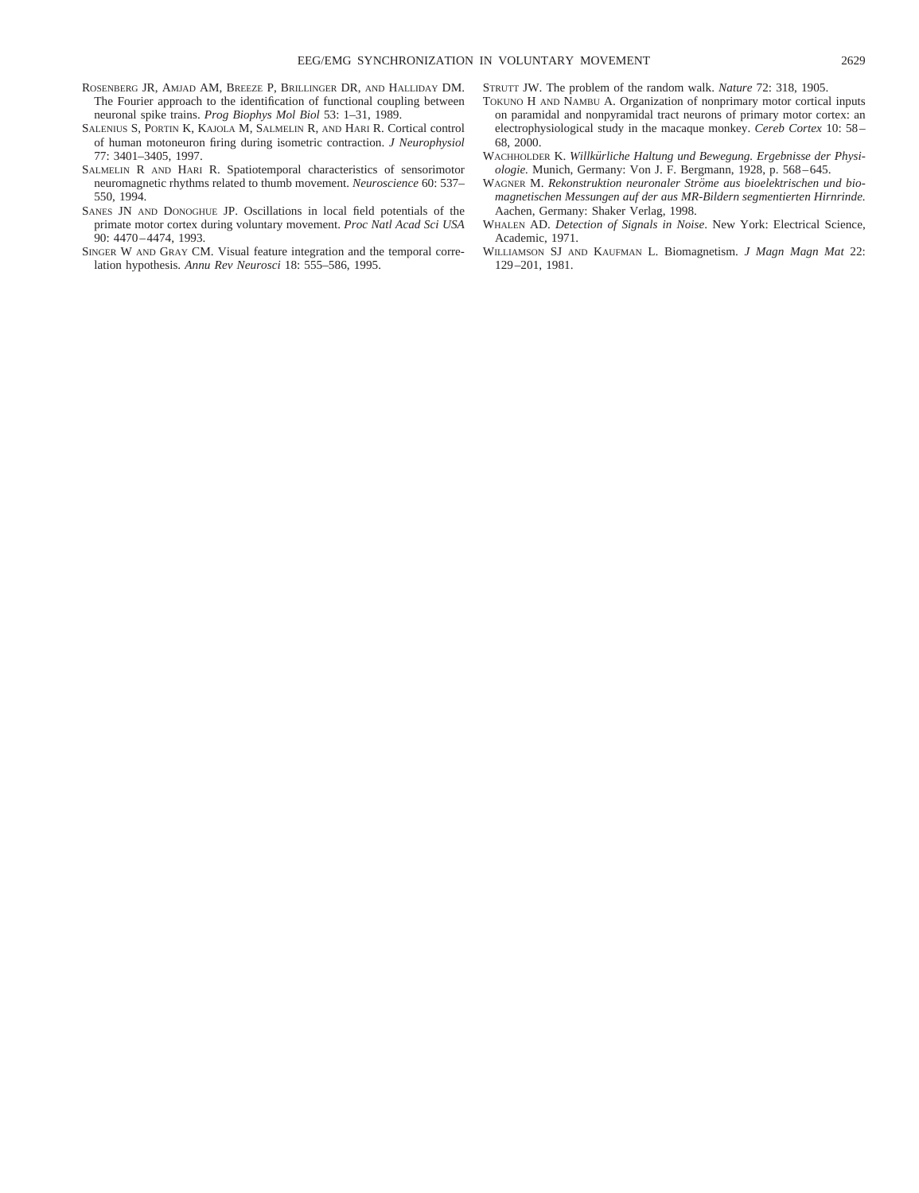ROSENBERG JR, AMJAD AM, BREEZE P, BRILLINGER DR, AND HALLIDAY DM. The Fourier approach to the identification of functional coupling between neuronal spike trains. *Prog Biophys Mol Biol* 53: 1–31, 1989.

SALENIUS S, PORTIN K, KAJOLA M, SALMELIN R, AND HARI R. Cortical control of human motoneuron firing during isometric contraction. *J Neurophysiol* 77: 3401–3405, 1997.

SALMELIN R AND HARI R. Spatiotemporal characteristics of sensorimotor neuromagnetic rhythms related to thumb movement. *Neuroscience* 60: 537–550, 1994.

SANES JN AND DONOGHUE JP. Oscillations in local field potentials of the primate motor cortex during voluntary movement. *Proc Natl Acad Sci USA* 90: 4470–4474, 1993.

SINGER W AND GRAY CM. Visual feature integration and the temporal correlation hypothesis. *Annu Rev Neurosci* 18: 555–586, 1995.

STRUTT JW. The problem of the random walk. *Nature* 72: 318, 1905.

TOKUNO H AND NAMBU A. Organization of nonprimary motor cortical inputs on paramidal and nonpyramidal tract neurons of primary motor cortex: an electrophysiological study in the macaque monkey. *Cereb Cortex* 10: 58–68, 2000.

WACHHOLDER K. *Willkürliche Haltung und Bewegung. Ergebnisse der Physiologie.* Munich, Germany: Von J. F. Bergmann, 1928, p. 568–645.

WAGNER M. *Rekonstruktion neuronaler Ströme aus bioelektrischen und biomagnetischen Messungen auf der aus MR-Bildern segmentierten Hirnrinde.* Aachen, Germany: Shaker Verlag, 1998.

WHALEN AD. *Detection of Signals in Noise.* New York: Electrical Science, Academic, 1971.

WILLIAMSON SJ AND KAUFMAN L. Biomagnetism. *J Magn Magn Mat* 22: 129–201, 1981.